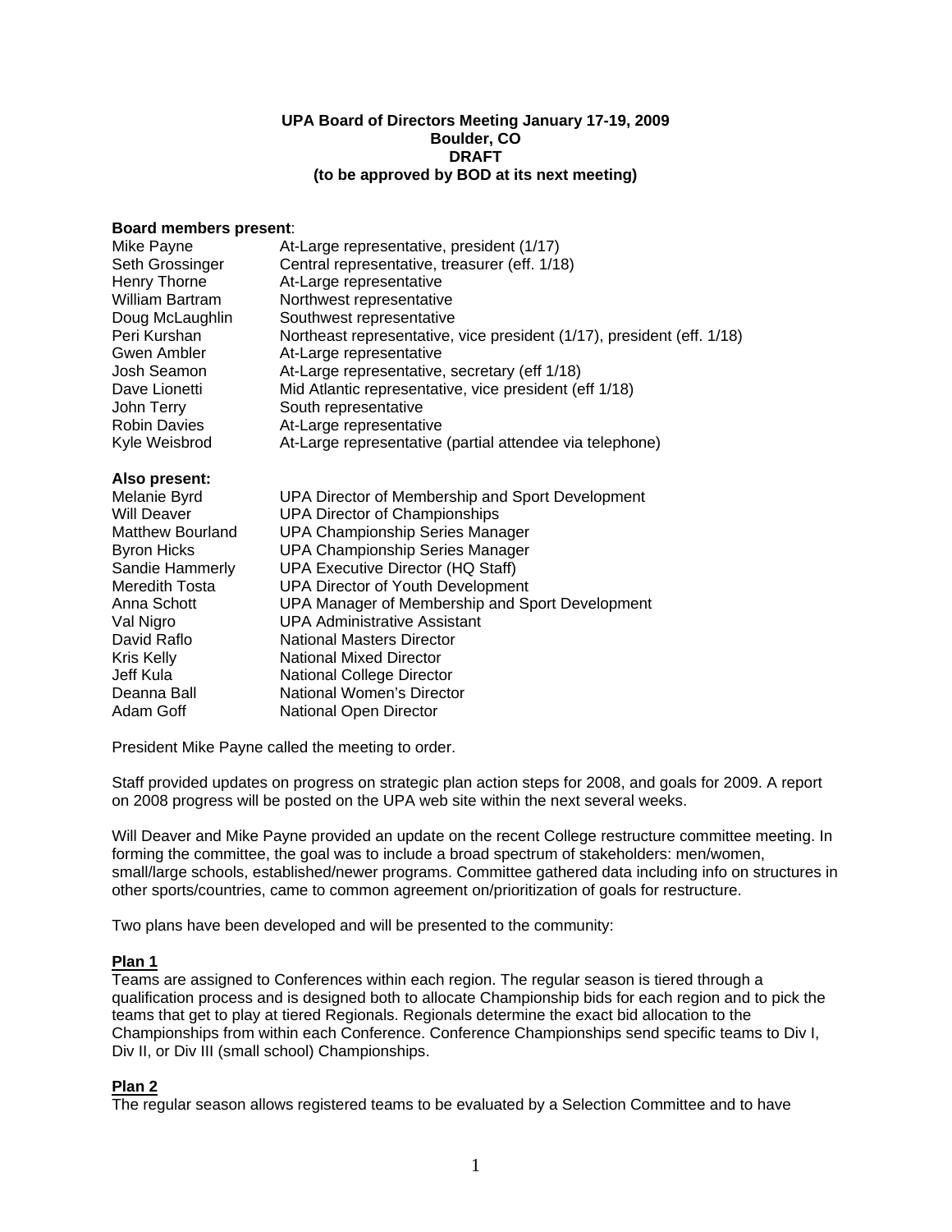**UPA Board of Directors Meeting January 17-19, 2009**
**Boulder, CO**
**DRAFT**
**(to be approved by BOD at its next meeting)**

**Board members present**:

| | |
|---|---|
| Mike Payne | At-Large representative, president (1/17) |
| Seth Grossinger | Central representative, treasurer (eff. 1/18) |
| Henry Thorne | At-Large representative |
| William Bartram | Northwest representative |
| Doug McLaughlin | Southwest representative |
| Peri Kurshan | Northeast representative, vice president (1/17), president (eff. 1/18) |
| Gwen Ambler | At-Large representative |
| Josh Seamon | At-Large representative, secretary (eff 1/18) |
| Dave Lionetti | Mid Atlantic representative, vice president (eff 1/18) |
| John Terry | South representative |
| Robin Davies | At-Large representative |
| Kyle Weisbrod | At-Large representative (partial attendee via telephone) |

**Also present:**

| | |
|---|---|
| Melanie Byrd | UPA Director of Membership and Sport Development |
| Will Deaver | UPA Director of Championships |
| Matthew Bourland | UPA Championship Series Manager |
| Byron Hicks | UPA Championship Series Manager |
| Sandie Hammerly | UPA Executive Director (HQ Staff) |
| Meredith Tosta | UPA Director of Youth Development |
| Anna Schott | UPA Manager of Membership and Sport Development |
| Val Nigro | UPA Administrative Assistant |
| David Raflo | National Masters Director |
| Kris Kelly | National Mixed Director |
| Jeff Kula | National College Director |
| Deanna Ball | National Women's Director |
| Adam Goff | National Open Director |

President Mike Payne called the meeting to order.

Staff provided updates on progress on strategic plan action steps for 2008, and goals for 2009. A report on 2008 progress will be posted on the UPA web site within the next several weeks.

Will Deaver and Mike Payne provided an update on the recent College restructure committee meeting. In forming the committee, the goal was to include a broad spectrum of stakeholders: men/women, small/large schools, established/newer programs. Committee gathered data including info on structures in other sports/countries, came to common agreement on/prioritization of goals for restructure.

Two plans have been developed and will be presented to the community:

**Plan 1**

Teams are assigned to Conferences within each region. The regular season is tiered through a qualification process and is designed both to allocate Championship bids for each region and to pick the teams that get to play at tiered Regionals. Regionals determine the exact bid allocation to the Championships from within each Conference. Conference Championships send specific teams to Div I, Div II, or Div III (small school) Championships.

**Plan 2**

The regular season allows registered teams to be evaluated by a Selection Committee and to have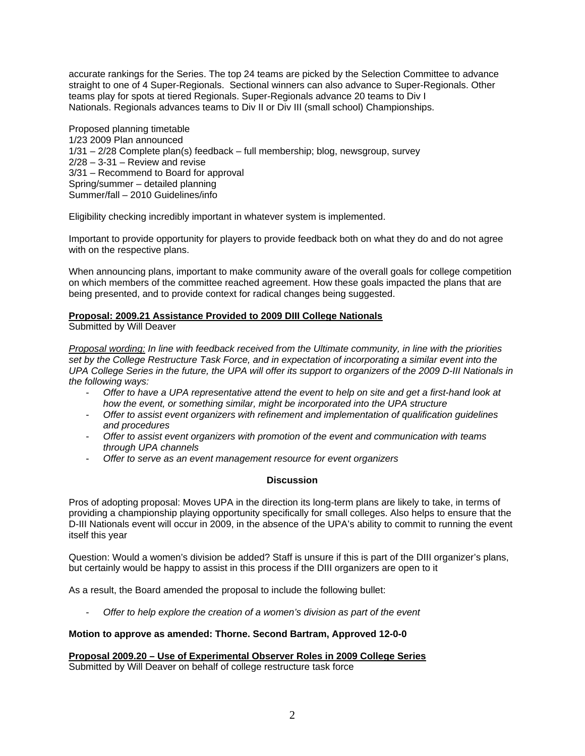accurate rankings for the Series. The top 24 teams are picked by the Selection Committee to advance straight to one of 4 Super-Regionals. Sectional winners can also advance to Super-Regionals. Other teams play for spots at tiered Regionals. Super-Regionals advance 20 teams to Div I Nationals. Regionals advances teams to Div II or Div III (small school) Championships.

Proposed planning timetable
1/23 2009 Plan announced
1/31 – 2/28 Complete plan(s) feedback – full membership; blog, newsgroup, survey
2/28 – 3-31 – Review and revise
3/31 – Recommend to Board for approval
Spring/summer – detailed planning
Summer/fall – 2010 Guidelines/info

Eligibility checking incredibly important in whatever system is implemented.

Important to provide opportunity for players to provide feedback both on what they do and do not agree with on the respective plans.

When announcing plans, important to make community aware of the overall goals for college competition on which members of the committee reached agreement. How these goals impacted the plans that are being presented, and to provide context for radical changes being suggested.

**Proposal: 2009.21 Assistance Provided to 2009 DIII College Nationals**
Submitted by Will Deaver

*Proposal wording: In line with feedback received from the Ultimate community, in line with the priorities set by the College Restructure Task Force, and in expectation of incorporating a similar event into the UPA College Series in the future, the UPA will offer its support to organizers of the 2009 D-III Nationals in the following ways:*

- *Offer to have a UPA representative attend the event to help on site and get a first-hand look at how the event, or something similar, might be incorporated into the UPA structure*
- *Offer to assist event organizers with refinement and implementation of qualification guidelines and procedures*
- *Offer to assist event organizers with promotion of the event and communication with teams through UPA channels*
- *Offer to serve as an event management resource for event organizers*

**Discussion**

Pros of adopting proposal: Moves UPA in the direction its long-term plans are likely to take, in terms of providing a championship playing opportunity specifically for small colleges. Also helps to ensure that the D-III Nationals event will occur in 2009, in the absence of the UPA's ability to commit to running the event itself this year

Question: Would a women's division be added? Staff is unsure if this is part of the DIII organizer's plans, but certainly would be happy to assist in this process if the DIII organizers are open to it

As a result, the Board amended the proposal to include the following bullet:

- *Offer to help explore the creation of a women's division as part of the event*

**Motion to approve as amended: Thorne. Second Bartram, Approved 12-0-0**

**Proposal 2009.20 – Use of Experimental Observer Roles in 2009 College Series**
Submitted by Will Deaver on behalf of college restructure task force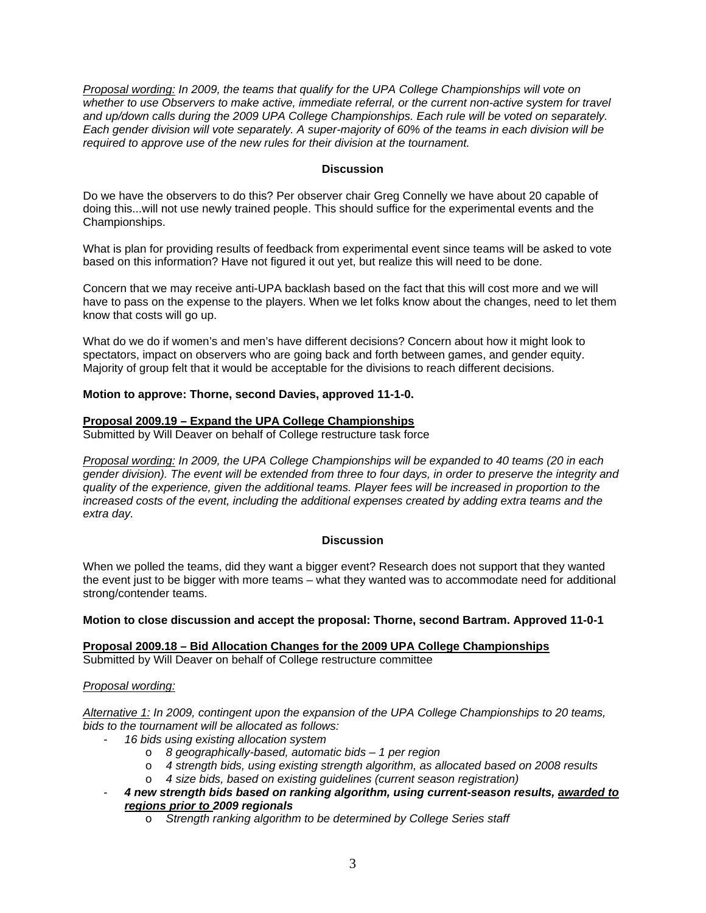*Proposal wording: In 2009, the teams that qualify for the UPA College Championships will vote on whether to use Observers to make active, immediate referral, or the current non-active system for travel and up/down calls during the 2009 UPA College Championships. Each rule will be voted on separately. Each gender division will vote separately. A super-majority of 60% of the teams in each division will be required to approve use of the new rules for their division at the tournament.*

**Discussion**

Do we have the observers to do this? Per observer chair Greg Connelly we have about 20 capable of doing this...will not use newly trained people. This should suffice for the experimental events and the Championships.

What is plan for providing results of feedback from experimental event since teams will be asked to vote based on this information? Have not figured it out yet, but realize this will need to be done.

Concern that we may receive anti-UPA backlash based on the fact that this will cost more and we will have to pass on the expense to the players. When we let folks know about the changes, need to let them know that costs will go up.

What do we do if women's and men's have different decisions? Concern about how it might look to spectators, impact on observers who are going back and forth between games, and gender equity. Majority of group felt that it would be acceptable for the divisions to reach different decisions.

**Motion to approve: Thorne, second Davies, approved 11-1-0.**

**Proposal 2009.19 – Expand the UPA College Championships**
Submitted by Will Deaver on behalf of College restructure task force

*Proposal wording: In 2009, the UPA College Championships will be expanded to 40 teams (20 in each gender division). The event will be extended from three to four days, in order to preserve the integrity and quality of the experience, given the additional teams. Player fees will be increased in proportion to the increased costs of the event, including the additional expenses created by adding extra teams and the extra day.*

**Discussion**

When we polled the teams, did they want a bigger event? Research does not support that they wanted the event just to be bigger with more teams – what they wanted was to accommodate need for additional strong/contender teams.

**Motion to close discussion and accept the proposal: Thorne, second Bartram. Approved 11-0-1**

**Proposal 2009.18 – Bid Allocation Changes for the 2009 UPA College Championships**
Submitted by Will Deaver on behalf of College restructure committee

*Proposal wording:*

*Alternative 1: In 2009, contingent upon the expansion of the UPA College Championships to 20 teams, bids to the tournament will be allocated as follows:*

- *16 bids using existing allocation system*
  - *8 geographically-based, automatic bids – 1 per region*
  - *4 strength bids, using existing strength algorithm, as allocated based on 2008 results*
  - *4 size bids, based on existing guidelines (current season registration)*
- ***4 new strength bids based on ranking algorithm, using current-season results, awarded to regions prior to 2009 regionals***
  - *Strength ranking algorithm to be determined by College Series staff*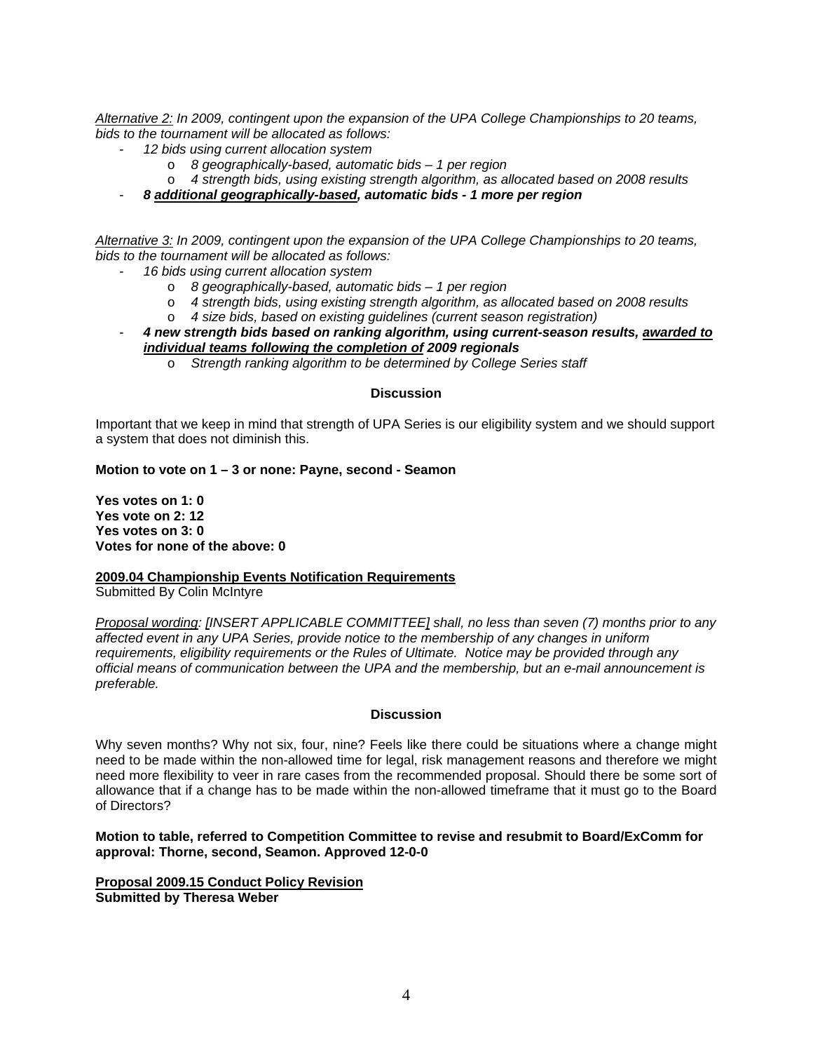*<u>Alternative 2:</u> In 2009, contingent upon the expansion of the UPA College Championships to 20 teams, bids to the tournament will be allocated as follows:*

- *12 bids using current allocation system*
  - *8 geographically-based, automatic bids – 1 per region*
  - *4 strength bids, using existing strength algorithm, as allocated based on 2008 results*
- ***8 <u>additional geographically-based</u>, automatic bids - 1 more per region***

*<u>Alternative 3:</u> In 2009, contingent upon the expansion of the UPA College Championships to 20 teams, bids to the tournament will be allocated as follows:*

- *16 bids using current allocation system*
  - *8 geographically-based, automatic bids – 1 per region*
  - *4 strength bids, using existing strength algorithm, as allocated based on 2008 results*
  - *4 size bids, based on existing guidelines (current season registration)*
- ***4 new strength bids based on ranking algorithm, using current-season results, <u>awarded to individual teams following the completion of</u> 2009 regionals***
  - *Strength ranking algorithm to be determined by College Series staff*

**Discussion**

Important that we keep in mind that strength of UPA Series is our eligibility system and we should support a system that does not diminish this.

**Motion to vote on 1 – 3 or none: Payne, second - Seamon**

**Yes votes on 1: 0**
**Yes vote on 2: 12**
**Yes votes on 3: 0**
**Votes for none of the above: 0**

**<u>2009.04 Championship Events Notification Requirements</u>**
Submitted By Colin McIntyre

*<u>Proposal wording</u>: [INSERT APPLICABLE COMMITTEE] shall, no less than seven (7) months prior to any affected event in any UPA Series, provide notice to the membership of any changes in uniform requirements, eligibility requirements or the Rules of Ultimate. Notice may be provided through any official means of communication between the UPA and the membership, but an e-mail announcement is preferable.*

**Discussion**

Why seven months? Why not six, four, nine? Feels like there could be situations where a change might need to be made within the non-allowed time for legal, risk management reasons and therefore we might need more flexibility to veer in rare cases from the recommended proposal. Should there be some sort of allowance that if a change has to be made within the non-allowed timeframe that it must go to the Board of Directors?

**Motion to table, referred to Competition Committee to revise and resubmit to Board/ExComm for approval: Thorne, second, Seamon. Approved 12-0-0**

**<u>Proposal 2009.15 Conduct Policy Revision</u>**
**Submitted by Theresa Weber**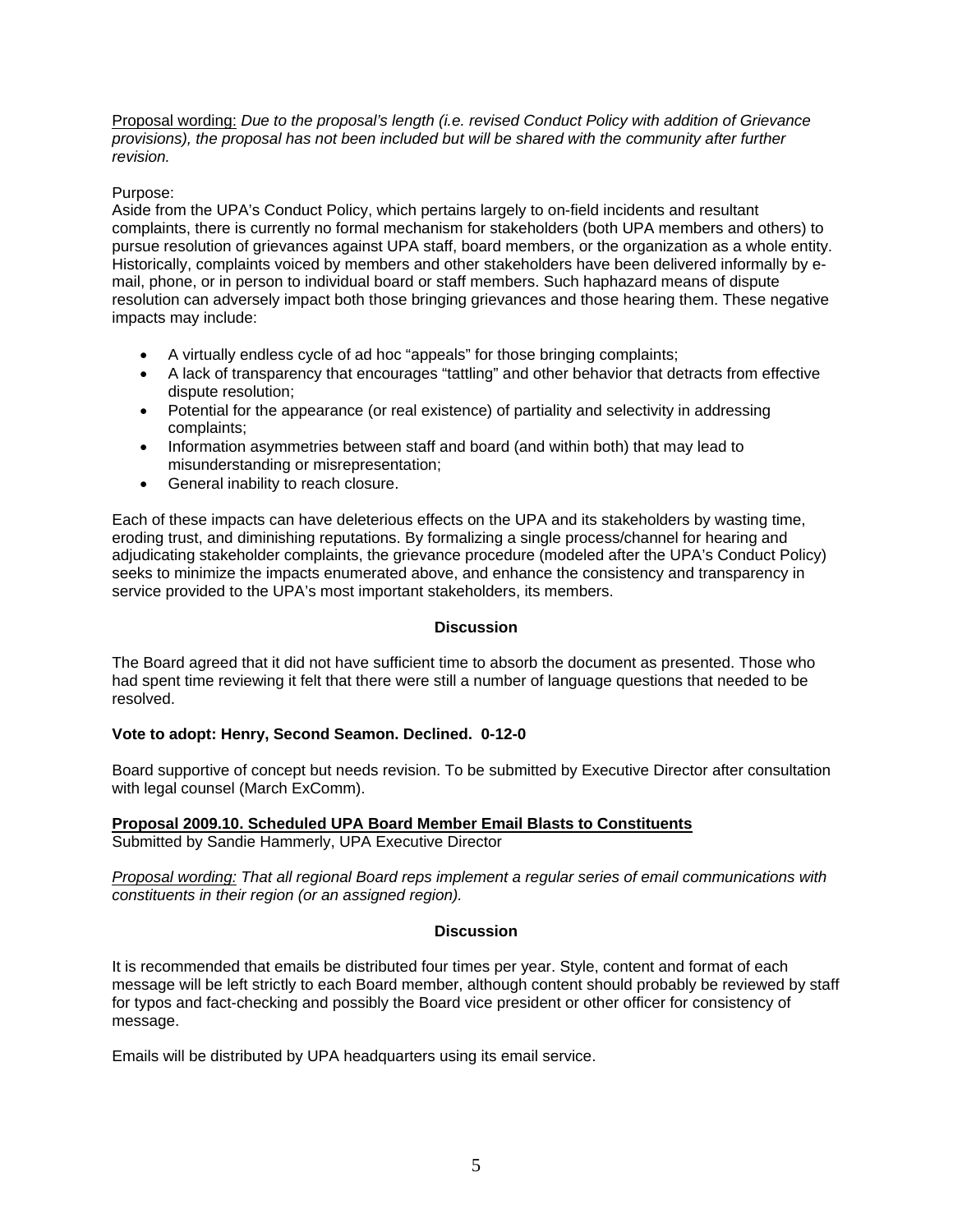<u>Proposal wording:</u> *Due to the proposal's length (i.e. revised Conduct Policy with addition of Grievance provisions), the proposal has not been included but will be shared with the community after further revision.*

Purpose:
Aside from the UPA's Conduct Policy, which pertains largely to on-field incidents and resultant complaints, there is currently no formal mechanism for stakeholders (both UPA members and others) to pursue resolution of grievances against UPA staff, board members, or the organization as a whole entity. Historically, complaints voiced by members and other stakeholders have been delivered informally by e-mail, phone, or in person to individual board or staff members. Such haphazard means of dispute resolution can adversely impact both those bringing grievances and those hearing them. These negative impacts may include:

- A virtually endless cycle of ad hoc "appeals" for those bringing complaints;
- A lack of transparency that encourages "tattling" and other behavior that detracts from effective dispute resolution;
- Potential for the appearance (or real existence) of partiality and selectivity in addressing complaints;
- Information asymmetries between staff and board (and within both) that may lead to misunderstanding or misrepresentation;
- General inability to reach closure.

Each of these impacts can have deleterious effects on the UPA and its stakeholders by wasting time, eroding trust, and diminishing reputations. By formalizing a single process/channel for hearing and adjudicating stakeholder complaints, the grievance procedure (modeled after the UPA's Conduct Policy) seeks to minimize the impacts enumerated above, and enhance the consistency and transparency in service provided to the UPA's most important stakeholders, its members.

**Discussion**

The Board agreed that it did not have sufficient time to absorb the document as presented. Those who had spent time reviewing it felt that there were still a number of language questions that needed to be resolved.

**Vote to adopt: Henry, Second Seamon. Declined. 0-12-0**

Board supportive of concept but needs revision. To be submitted by Executive Director after consultation with legal counsel (March ExComm).

**<u>Proposal 2009.10. Scheduled UPA Board Member Email Blasts to Constituents</u>**
Submitted by Sandie Hammerly, UPA Executive Director

*<u>Proposal wording:</u> That all regional Board reps implement a regular series of email communications with constituents in their region (or an assigned region).*

**Discussion**

It is recommended that emails be distributed four times per year. Style, content and format of each message will be left strictly to each Board member, although content should probably be reviewed by staff for typos and fact-checking and possibly the Board vice president or other officer for consistency of message.

Emails will be distributed by UPA headquarters using its email service.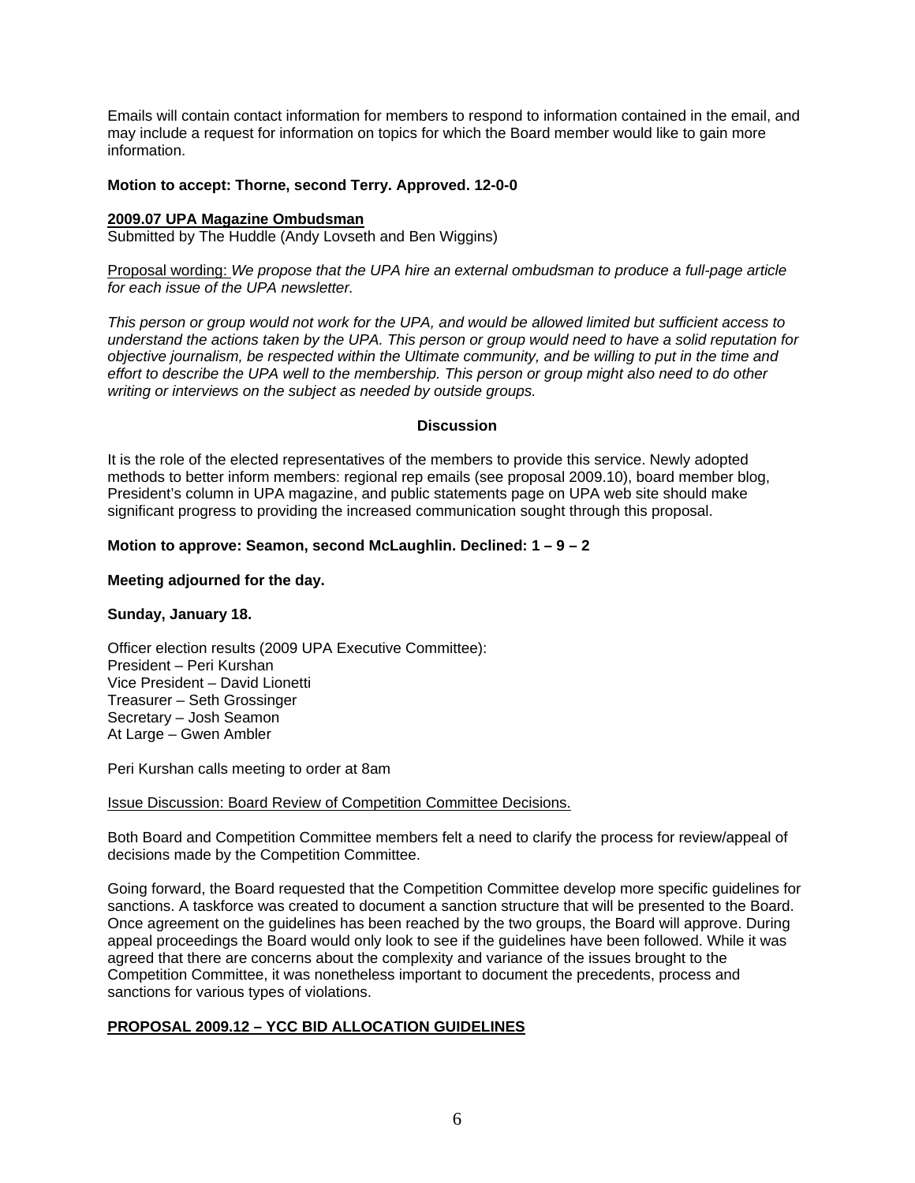Emails will contain contact information for members to respond to information contained in the email, and may include a request for information on topics for which the Board member would like to gain more information.

**Motion to accept: Thorne, second Terry. Approved. 12-0-0**

**2009.07 UPA Magazine Ombudsman**
Submitted by The Huddle (Andy Lovseth and Ben Wiggins)

Proposal wording: *We propose that the UPA hire an external ombudsman to produce a full-page article for each issue of the UPA newsletter.*

*This person or group would not work for the UPA, and would be allowed limited but sufficient access to understand the actions taken by the UPA. This person or group would need to have a solid reputation for objective journalism, be respected within the Ultimate community, and be willing to put in the time and effort to describe the UPA well to the membership. This person or group might also need to do other writing or interviews on the subject as needed by outside groups.*

**Discussion**

It is the role of the elected representatives of the members to provide this service. Newly adopted methods to better inform members: regional rep emails (see proposal 2009.10), board member blog, President's column in UPA magazine, and public statements page on UPA web site should make significant progress to providing the increased communication sought through this proposal.

**Motion to approve: Seamon, second McLaughlin. Declined: 1 – 9 – 2**

**Meeting adjourned for the day.**

**Sunday, January 18.**

Officer election results (2009 UPA Executive Committee):
President – Peri Kurshan
Vice President – David Lionetti
Treasurer – Seth Grossinger
Secretary – Josh Seamon
At Large – Gwen Ambler

Peri Kurshan calls meeting to order at 8am

Issue Discussion: Board Review of Competition Committee Decisions.

Both Board and Competition Committee members felt a need to clarify the process for review/appeal of decisions made by the Competition Committee.

Going forward, the Board requested that the Competition Committee develop more specific guidelines for sanctions. A taskforce was created to document a sanction structure that will be presented to the Board. Once agreement on the guidelines has been reached by the two groups, the Board will approve. During appeal proceedings the Board would only look to see if the guidelines have been followed. While it was agreed that there are concerns about the complexity and variance of the issues brought to the Competition Committee, it was nonetheless important to document the precedents, process and sanctions for various types of violations.

**PROPOSAL 2009.12 – YCC BID ALLOCATION GUIDELINES**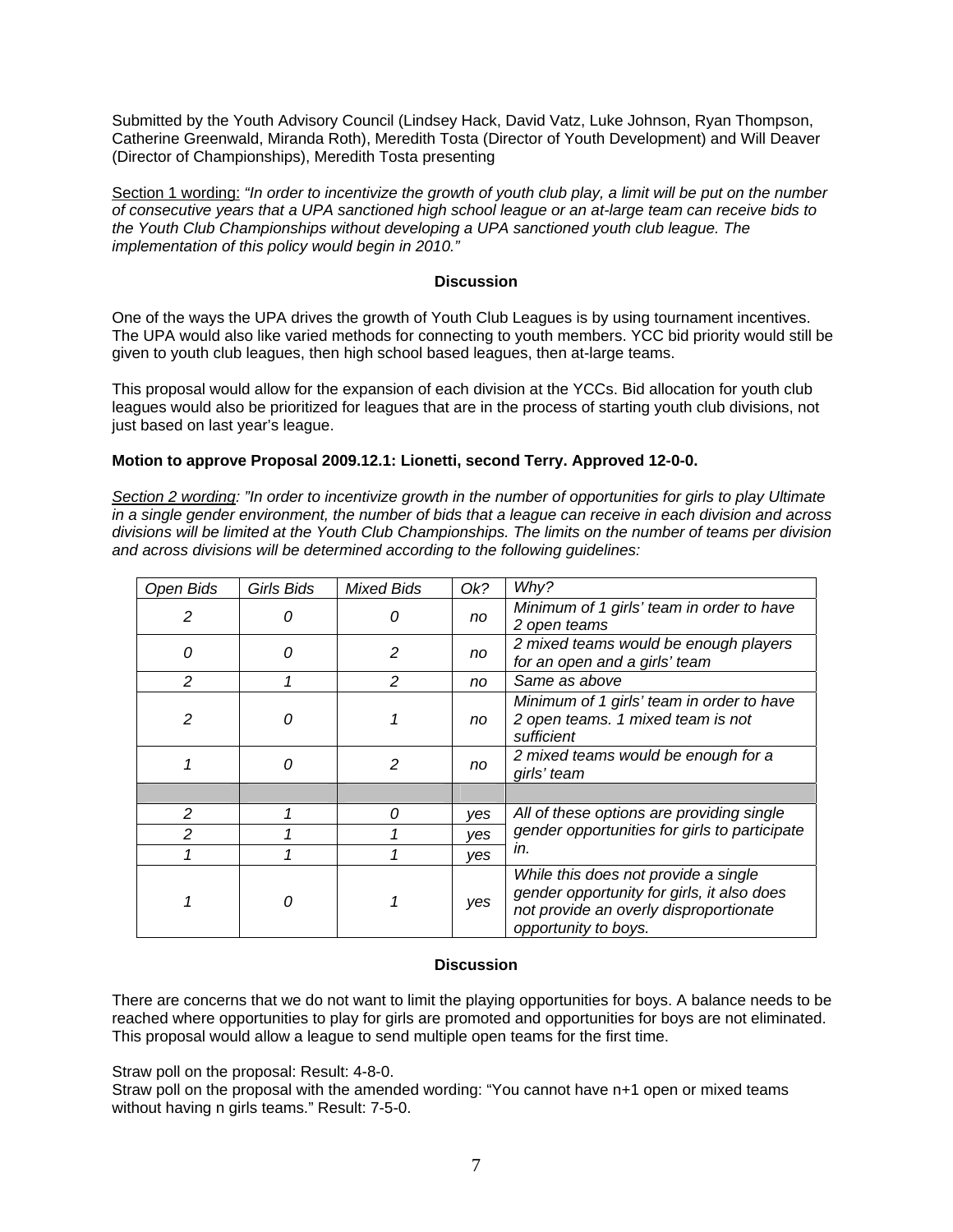Submitted by the Youth Advisory Council (Lindsey Hack, David Vatz, Luke Johnson, Ryan Thompson, Catherine Greenwald, Miranda Roth), Meredith Tosta (Director of Youth Development) and Will Deaver (Director of Championships), Meredith Tosta presenting

<u>Section 1 wording:</u> *"In order to incentivize the growth of youth club play, a limit will be put on the number of consecutive years that a UPA sanctioned high school league or an at-large team can receive bids to the Youth Club Championships without developing a UPA sanctioned youth club league. The implementation of this policy would begin in 2010."*

**Discussion**

One of the ways the UPA drives the growth of Youth Club Leagues is by using tournament incentives. The UPA would also like varied methods for connecting to youth members. YCC bid priority would still be given to youth club leagues, then high school based leagues, then at-large teams.

This proposal would allow for the expansion of each division at the YCCs. Bid allocation for youth club leagues would also be prioritized for leagues that are in the process of starting youth club divisions, not just based on last year's league.

**Motion to approve Proposal 2009.12.1: Lionetti, second Terry. Approved 12-0-0.**

<u>*Section 2 wording*</u>*: "In order to incentivize growth in the number of opportunities for girls to play Ultimate in a single gender environment, the number of bids that a league can receive in each division and across divisions will be limited at the Youth Club Championships. The limits on the number of teams per division and across divisions will be determined according to the following guidelines:*

| *Open Bids* | *Girls Bids* | *Mixed Bids* | *Ok?* | *Why?* |
|---|---|---|---|---|
| *2* | *0* | *0* | *no* | *Minimum of 1 girls' team in order to have 2 open teams* |
| *0* | *0* | *2* | *no* | *2 mixed teams would be enough players for an open and a girls' team* |
| *2* | *1* | *2* | *no* | *Same as above* |
| *2* | *0* | *1* | *no* | *Minimum of 1 girls' team in order to have 2 open teams. 1 mixed team is not sufficient* |
| *1* | *0* | *2* | *no* | *2 mixed teams would be enough for a girls' team* |
| | | | | |
| *2* | *1* | *0* | *yes* | *All of these options are providing single gender opportunities for girls to participate in.* |
| *2* | *1* | *1* | *yes* | |
| *1* | *1* | *1* | *yes* | |
| *1* | *0* | *1* | *yes* | *While this does not provide a single gender opportunity for girls, it also does not provide an overly disproportionate opportunity to boys.* |

**Discussion**

There are concerns that we do not want to limit the playing opportunities for boys. A balance needs to be reached where opportunities to play for girls are promoted and opportunities for boys are not eliminated. This proposal would allow a league to send multiple open teams for the first time.

Straw poll on the proposal: Result: 4-8-0.
Straw poll on the proposal with the amended wording: "You cannot have n+1 open or mixed teams without having n girls teams." Result: 7-5-0.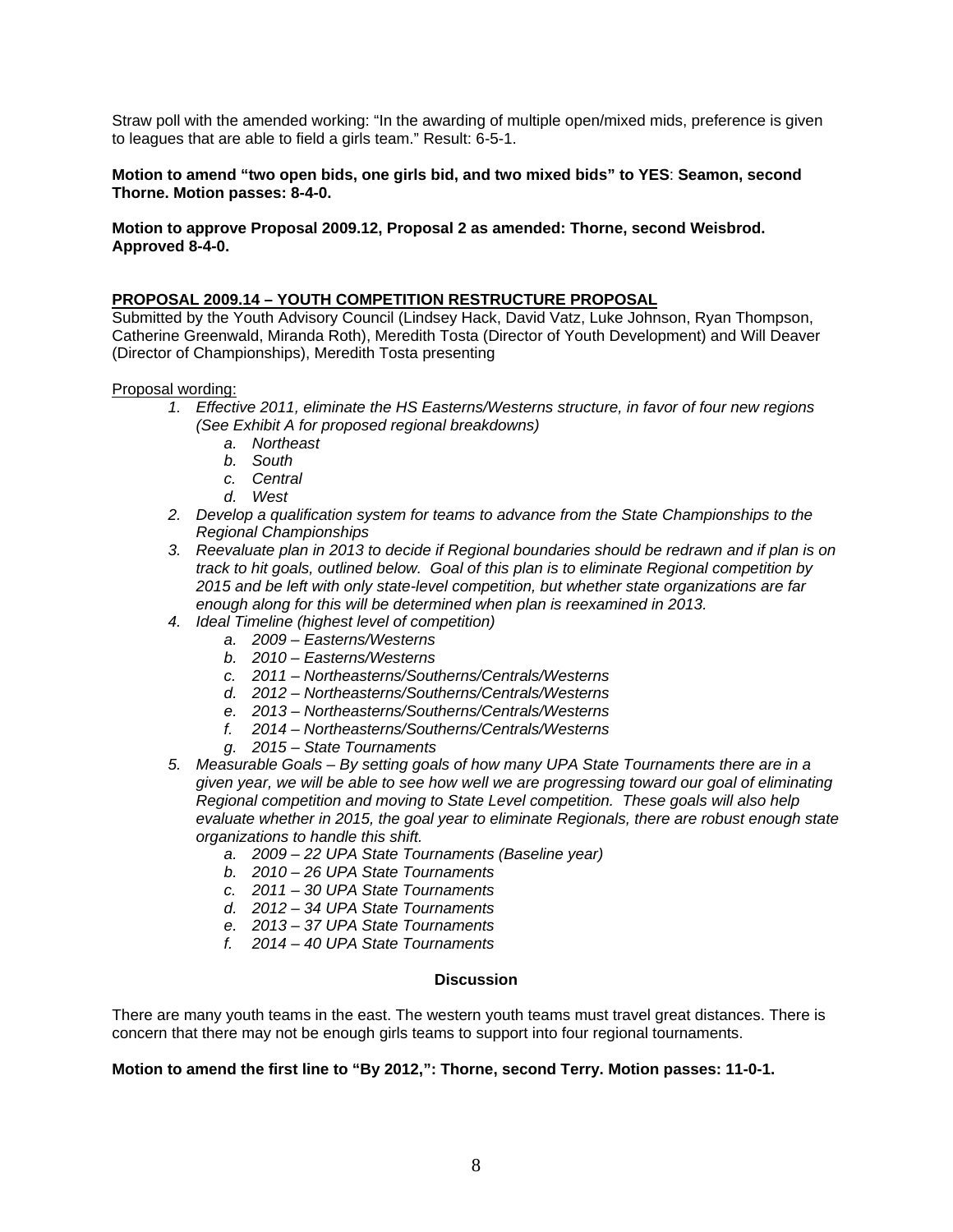Straw poll with the amended working: "In the awarding of multiple open/mixed mids, preference is given to leagues that are able to field a girls team." Result: 6-5-1.

**Motion to amend "two open bids, one girls bid, and two mixed bids" to YES**: **Seamon, second Thorne. Motion passes: 8-4-0.**

**Motion to approve Proposal 2009.12, Proposal 2 as amended: Thorne, second Weisbrod. Approved 8-4-0.**

**PROPOSAL 2009.14 – YOUTH COMPETITION RESTRUCTURE PROPOSAL**

Submitted by the Youth Advisory Council (Lindsey Hack, David Vatz, Luke Johnson, Ryan Thompson, Catherine Greenwald, Miranda Roth), Meredith Tosta (Director of Youth Development) and Will Deaver (Director of Championships), Meredith Tosta presenting

Proposal wording:

1. *Effective 2011, eliminate the HS Easterns/Westerns structure, in favor of four new regions (See Exhibit A for proposed regional breakdowns)*
   a. *Northeast*
   b. *South*
   c. *Central*
   d. *West*
2. *Develop a qualification system for teams to advance from the State Championships to the Regional Championships*
3. *Reevaluate plan in 2013 to decide if Regional boundaries should be redrawn and if plan is on track to hit goals, outlined below. Goal of this plan is to eliminate Regional competition by 2015 and be left with only state-level competition, but whether state organizations are far enough along for this will be determined when plan is reexamined in 2013.*
4. *Ideal Timeline (highest level of competition)*
   a. *2009 – Easterns/Westerns*
   b. *2010 – Easterns/Westerns*
   c. *2011 – Northeasterns/Southerns/Centrals/Westerns*
   d. *2012 – Northeasterns/Southerns/Centrals/Westerns*
   e. *2013 – Northeasterns/Southerns/Centrals/Westerns*
   f. *2014 – Northeasterns/Southerns/Centrals/Westerns*
   g. *2015 – State Tournaments*
5. *Measurable Goals – By setting goals of how many UPA State Tournaments there are in a given year, we will be able to see how well we are progressing toward our goal of eliminating Regional competition and moving to State Level competition. These goals will also help evaluate whether in 2015, the goal year to eliminate Regionals, there are robust enough state organizations to handle this shift.*
   a. *2009 – 22 UPA State Tournaments (Baseline year)*
   b. *2010 – 26 UPA State Tournaments*
   c. *2011 – 30 UPA State Tournaments*
   d. *2012 – 34 UPA State Tournaments*
   e. *2013 – 37 UPA State Tournaments*
   f. *2014 – 40 UPA State Tournaments*

**Discussion**

There are many youth teams in the east. The western youth teams must travel great distances. There is concern that there may not be enough girls teams to support into four regional tournaments.

**Motion to amend the first line to "By 2012,": Thorne, second Terry. Motion passes: 11-0-1.**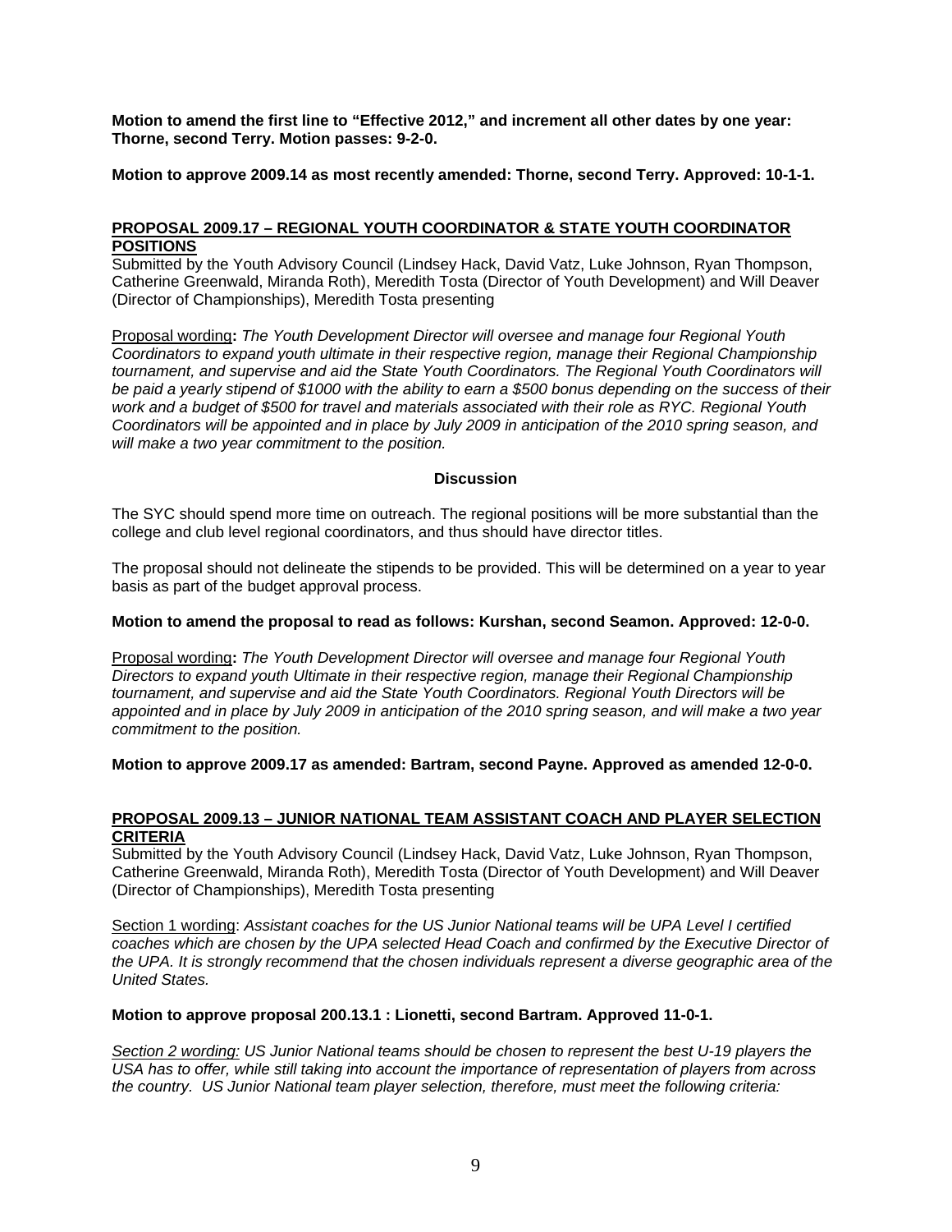**Motion to amend the first line to "Effective 2012," and increment all other dates by one year: Thorne, second Terry. Motion passes: 9-2-0.**

**Motion to approve 2009.14 as most recently amended: Thorne, second Terry. Approved: 10-1-1.**

## PROPOSAL 2009.17 – REGIONAL YOUTH COORDINATOR & STATE YOUTH COORDINATOR POSITIONS

Submitted by the Youth Advisory Council (Lindsey Hack, David Vatz, Luke Johnson, Ryan Thompson, Catherine Greenwald, Miranda Roth), Meredith Tosta (Director of Youth Development) and Will Deaver (Director of Championships), Meredith Tosta presenting

Proposal wording**:** *The Youth Development Director will oversee and manage four Regional Youth Coordinators to expand youth ultimate in their respective region, manage their Regional Championship tournament, and supervise and aid the State Youth Coordinators. The Regional Youth Coordinators will be paid a yearly stipend of $1000 with the ability to earn a $500 bonus depending on the success of their work and a budget of $500 for travel and materials associated with their role as RYC. Regional Youth Coordinators will be appointed and in place by July 2009 in anticipation of the 2010 spring season, and will make a two year commitment to the position.*

**Discussion**

The SYC should spend more time on outreach. The regional positions will be more substantial than the college and club level regional coordinators, and thus should have director titles.

The proposal should not delineate the stipends to be provided. This will be determined on a year to year basis as part of the budget approval process.

**Motion to amend the proposal to read as follows: Kurshan, second Seamon. Approved: 12-0-0.**

Proposal wording**:** *The Youth Development Director will oversee and manage four Regional Youth Directors to expand youth Ultimate in their respective region, manage their Regional Championship tournament, and supervise and aid the State Youth Coordinators. Regional Youth Directors will be appointed and in place by July 2009 in anticipation of the 2010 spring season, and will make a two year commitment to the position.*

**Motion to approve 2009.17 as amended: Bartram, second Payne. Approved as amended 12-0-0.**

## PROPOSAL 2009.13 – JUNIOR NATIONAL TEAM ASSISTANT COACH AND PLAYER SELECTION CRITERIA

Submitted by the Youth Advisory Council (Lindsey Hack, David Vatz, Luke Johnson, Ryan Thompson, Catherine Greenwald, Miranda Roth), Meredith Tosta (Director of Youth Development) and Will Deaver (Director of Championships), Meredith Tosta presenting

Section 1 wording: *Assistant coaches for the US Junior National teams will be UPA Level I certified coaches which are chosen by the UPA selected Head Coach and confirmed by the Executive Director of the UPA. It is strongly recommend that the chosen individuals represent a diverse geographic area of the United States.*

**Motion to approve proposal 200.13.1 : Lionetti, second Bartram. Approved 11-0-1.**

*Section 2 wording: US Junior National teams should be chosen to represent the best U-19 players the USA has to offer, while still taking into account the importance of representation of players from across the country. US Junior National team player selection, therefore, must meet the following criteria:*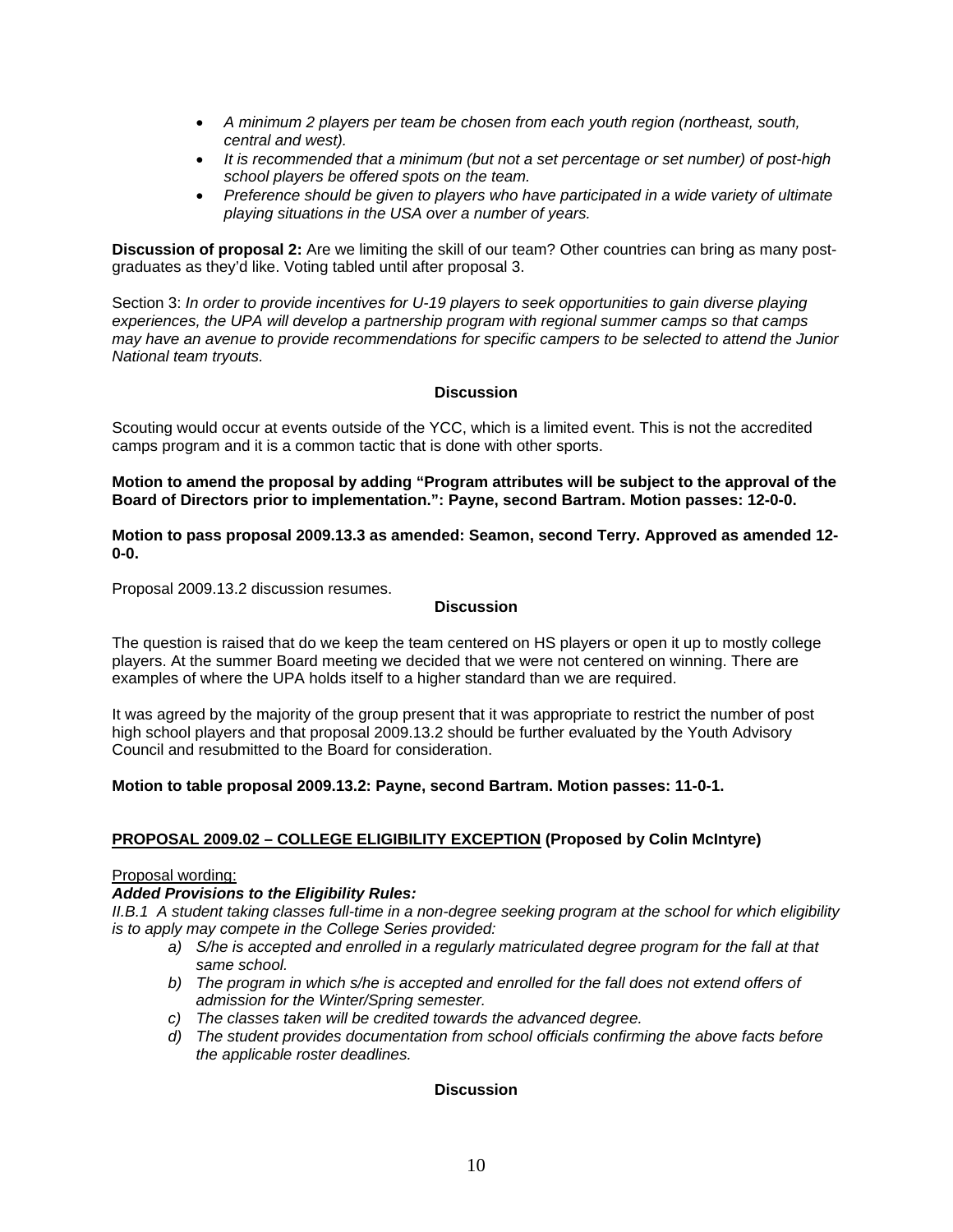- *A minimum 2 players per team be chosen from each youth region (northeast, south, central and west).*
- *It is recommended that a minimum (but not a set percentage or set number) of post-high school players be offered spots on the team.*
- *Preference should be given to players who have participated in a wide variety of ultimate playing situations in the USA over a number of years.*

**Discussion of proposal 2:** Are we limiting the skill of our team? Other countries can bring as many post-graduates as they'd like. Voting tabled until after proposal 3.

Section 3: *In order to provide incentives for U-19 players to seek opportunities to gain diverse playing experiences, the UPA will develop a partnership program with regional summer camps so that camps may have an avenue to provide recommendations for specific campers to be selected to attend the Junior National team tryouts.*

**Discussion**

Scouting would occur at events outside of the YCC, which is a limited event. This is not the accredited camps program and it is a common tactic that is done with other sports.

**Motion to amend the proposal by adding "Program attributes will be subject to the approval of the Board of Directors prior to implementation.": Payne, second Bartram. Motion passes: 12-0-0.**

**Motion to pass proposal 2009.13.3 as amended: Seamon, second Terry. Approved as amended 12-0-0.**

Proposal 2009.13.2 discussion resumes.

**Discussion**

The question is raised that do we keep the team centered on HS players or open it up to mostly college players. At the summer Board meeting we decided that we were not centered on winning. There are examples of where the UPA holds itself to a higher standard than we are required.

It was agreed by the majority of the group present that it was appropriate to restrict the number of post high school players and that proposal 2009.13.2 should be further evaluated by the Youth Advisory Council and resubmitted to the Board for consideration.

**Motion to table proposal 2009.13.2: Payne, second Bartram. Motion passes: 11-0-1.**

**PROPOSAL 2009.02 – COLLEGE ELIGIBILITY EXCEPTION (Proposed by Colin McIntyre)**

Proposal wording:

***Added Provisions to the Eligibility Rules:***

*II.B.1 A student taking classes full-time in a non-degree seeking program at the school for which eligibility is to apply may compete in the College Series provided:*

- *a) S/he is accepted and enrolled in a regularly matriculated degree program for the fall at that same school.*
- *b) The program in which s/he is accepted and enrolled for the fall does not extend offers of admission for the Winter/Spring semester.*
- *c) The classes taken will be credited towards the advanced degree.*
- *d) The student provides documentation from school officials confirming the above facts before the applicable roster deadlines.*

**Discussion**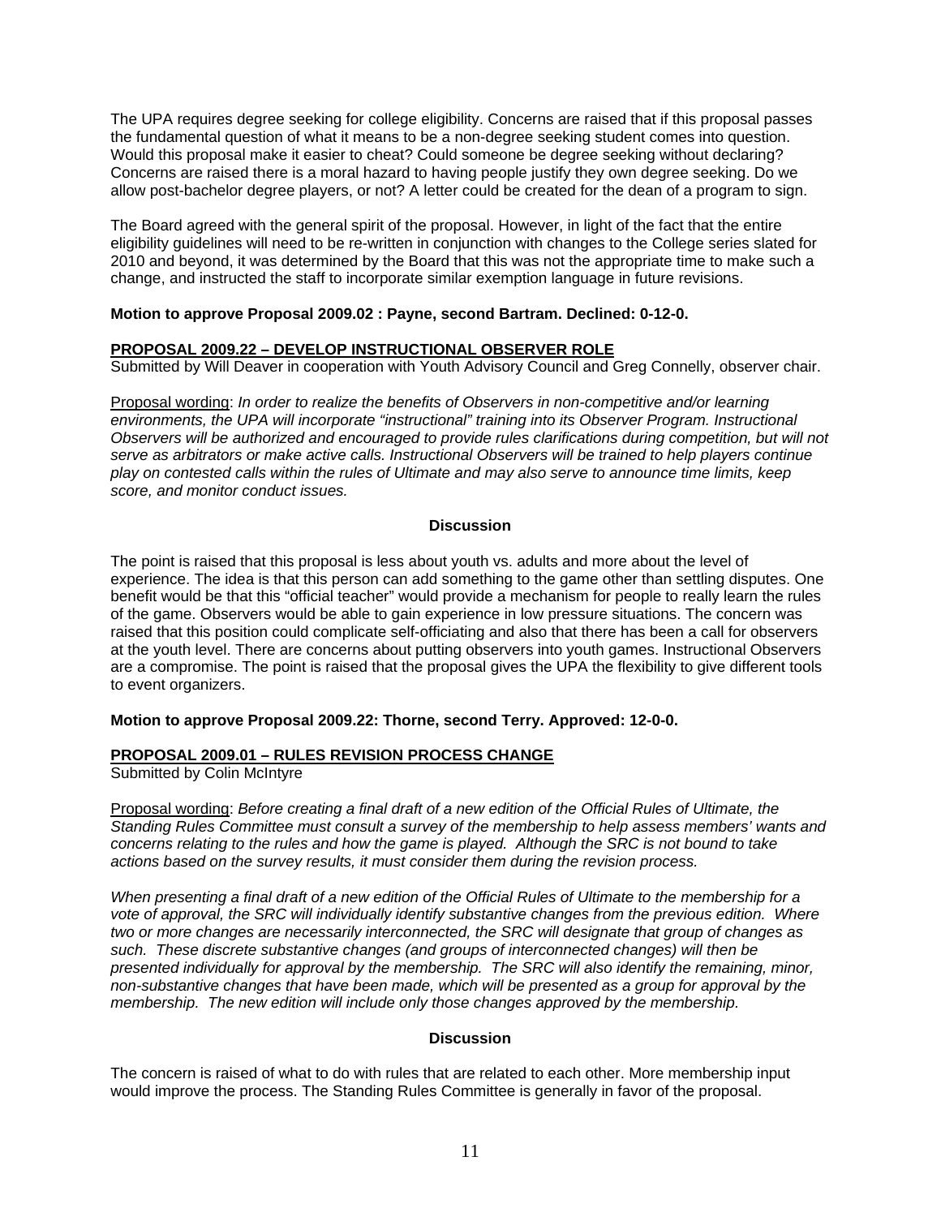The UPA requires degree seeking for college eligibility. Concerns are raised that if this proposal passes the fundamental question of what it means to be a non-degree seeking student comes into question. Would this proposal make it easier to cheat? Could someone be degree seeking without declaring? Concerns are raised there is a moral hazard to having people justify they own degree seeking. Do we allow post-bachelor degree players, or not? A letter could be created for the dean of a program to sign.

The Board agreed with the general spirit of the proposal. However, in light of the fact that the entire eligibility guidelines will need to be re-written in conjunction with changes to the College series slated for 2010 and beyond, it was determined by the Board that this was not the appropriate time to make such a change, and instructed the staff to incorporate similar exemption language in future revisions.

**Motion to approve Proposal 2009.02 : Payne, second Bartram. Declined: 0-12-0.**

### PROPOSAL 2009.22 – DEVELOP INSTRUCTIONAL OBSERVER ROLE

Submitted by Will Deaver in cooperation with Youth Advisory Council and Greg Connelly, observer chair.

Proposal wording: *In order to realize the benefits of Observers in non-competitive and/or learning environments, the UPA will incorporate "instructional" training into its Observer Program. Instructional Observers will be authorized and encouraged to provide rules clarifications during competition, but will not serve as arbitrators or make active calls. Instructional Observers will be trained to help players continue play on contested calls within the rules of Ultimate and may also serve to announce time limits, keep score, and monitor conduct issues.*

**Discussion**

The point is raised that this proposal is less about youth vs. adults and more about the level of experience. The idea is that this person can add something to the game other than settling disputes. One benefit would be that this "official teacher" would provide a mechanism for people to really learn the rules of the game. Observers would be able to gain experience in low pressure situations. The concern was raised that this position could complicate self-officiating and also that there has been a call for observers at the youth level. There are concerns about putting observers into youth games. Instructional Observers are a compromise. The point is raised that the proposal gives the UPA the flexibility to give different tools to event organizers.

**Motion to approve Proposal 2009.22: Thorne, second Terry. Approved: 12-0-0.**

### PROPOSAL 2009.01 – RULES REVISION PROCESS CHANGE

Submitted by Colin McIntyre

Proposal wording: *Before creating a final draft of a new edition of the Official Rules of Ultimate, the Standing Rules Committee must consult a survey of the membership to help assess members' wants and concerns relating to the rules and how the game is played. Although the SRC is not bound to take actions based on the survey results, it must consider them during the revision process.*

*When presenting a final draft of a new edition of the Official Rules of Ultimate to the membership for a vote of approval, the SRC will individually identify substantive changes from the previous edition. Where two or more changes are necessarily interconnected, the SRC will designate that group of changes as such. These discrete substantive changes (and groups of interconnected changes) will then be presented individually for approval by the membership. The SRC will also identify the remaining, minor, non-substantive changes that have been made, which will be presented as a group for approval by the membership. The new edition will include only those changes approved by the membership.*

**Discussion**

The concern is raised of what to do with rules that are related to each other. More membership input would improve the process. The Standing Rules Committee is generally in favor of the proposal.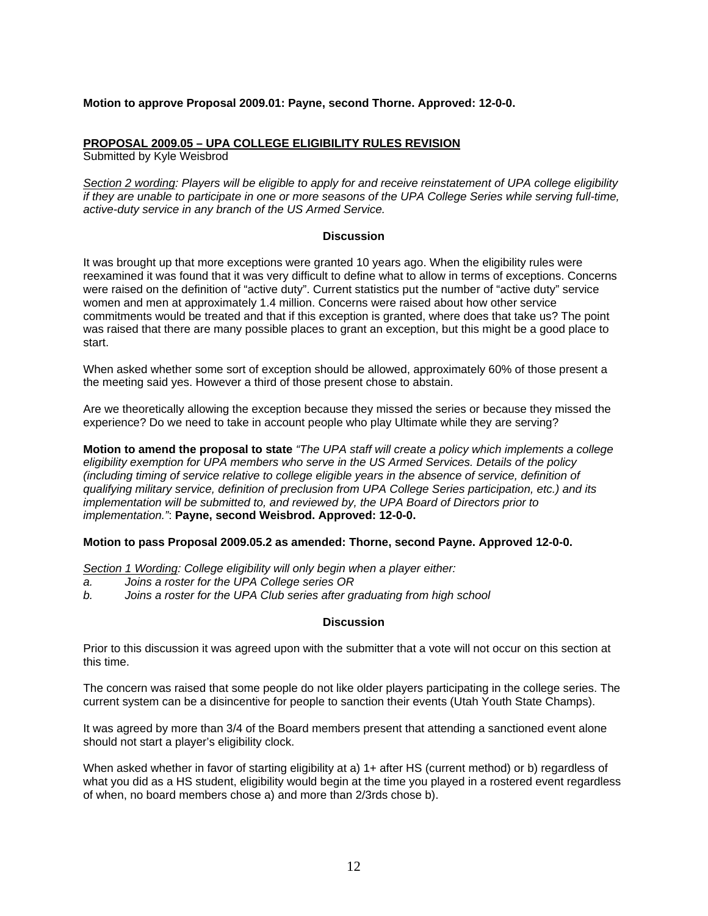**Motion to approve Proposal 2009.01: Payne, second Thorne. Approved: 12-0-0.**

## PROPOSAL 2009.05 – UPA COLLEGE ELIGIBILITY RULES REVISION

Submitted by Kyle Weisbrod

*Section 2 wording: Players will be eligible to apply for and receive reinstatement of UPA college eligibility if they are unable to participate in one or more seasons of the UPA College Series while serving full-time, active-duty service in any branch of the US Armed Service.*

### Discussion

It was brought up that more exceptions were granted 10 years ago. When the eligibility rules were reexamined it was found that it was very difficult to define what to allow in terms of exceptions. Concerns were raised on the definition of "active duty". Current statistics put the number of "active duty" service women and men at approximately 1.4 million. Concerns were raised about how other service commitments would be treated and that if this exception is granted, where does that take us? The point was raised that there are many possible places to grant an exception, but this might be a good place to start.

When asked whether some sort of exception should be allowed, approximately 60% of those present a the meeting said yes. However a third of those present chose to abstain.

Are we theoretically allowing the exception because they missed the series or because they missed the experience? Do we need to take in account people who play Ultimate while they are serving?

**Motion to amend the proposal to state** *"The UPA staff will create a policy which implements a college eligibility exemption for UPA members who serve in the US Armed Services. Details of the policy (including timing of service relative to college eligible years in the absence of service, definition of qualifying military service, definition of preclusion from UPA College Series participation, etc.) and its implementation will be submitted to, and reviewed by, the UPA Board of Directors prior to implementation."*: **Payne, second Weisbrod. Approved: 12-0-0.**

**Motion to pass Proposal 2009.05.2 as amended: Thorne, second Payne. Approved 12-0-0.**

*Section 1 Wording: College eligibility will only begin when a player either:*

*a. Joins a roster for the UPA College series OR*
*b. Joins a roster for the UPA Club series after graduating from high school*

### Discussion

Prior to this discussion it was agreed upon with the submitter that a vote will not occur on this section at this time.

The concern was raised that some people do not like older players participating in the college series. The current system can be a disincentive for people to sanction their events (Utah Youth State Champs).

It was agreed by more than 3/4 of the Board members present that attending a sanctioned event alone should not start a player's eligibility clock.

When asked whether in favor of starting eligibility at a) 1+ after HS (current method) or b) regardless of what you did as a HS student, eligibility would begin at the time you played in a rostered event regardless of when, no board members chose a) and more than 2/3rds chose b).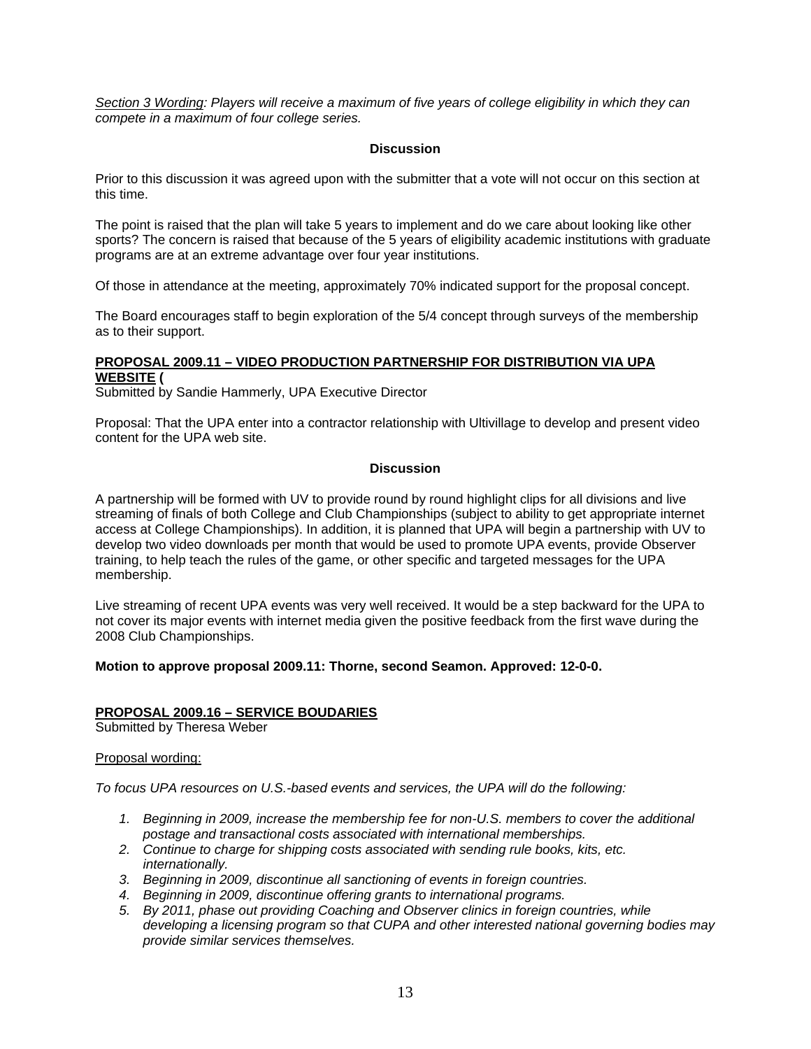<u>Section 3 Wording</u>: *Players will receive a maximum of five years of college eligibility in which they can compete in a maximum of four college series.*

**Discussion**

Prior to this discussion it was agreed upon with the submitter that a vote will not occur on this section at this time.

The point is raised that the plan will take 5 years to implement and do we care about looking like other sports? The concern is raised that because of the 5 years of eligibility academic institutions with graduate programs are at an extreme advantage over four year institutions.

Of those in attendance at the meeting, approximately 70% indicated support for the proposal concept.

The Board encourages staff to begin exploration of the 5/4 concept through surveys of the membership as to their support.

**<u>PROPOSAL 2009.11 – VIDEO PRODUCTION PARTNERSHIP FOR DISTRIBUTION VIA UPA WEBSITE</u> (**

Submitted by Sandie Hammerly, UPA Executive Director

Proposal: That the UPA enter into a contractor relationship with Ultivillage to develop and present video content for the UPA web site.

**Discussion**

A partnership will be formed with UV to provide round by round highlight clips for all divisions and live streaming of finals of both College and Club Championships (subject to ability to get appropriate internet access at College Championships). In addition, it is planned that UPA will begin a partnership with UV to develop two video downloads per month that would be used to promote UPA events, provide Observer training, to help teach the rules of the game, or other specific and targeted messages for the UPA membership.

Live streaming of recent UPA events was very well received. It would be a step backward for the UPA to not cover its major events with internet media given the positive feedback from the first wave during the 2008 Club Championships.

**Motion to approve proposal 2009.11: Thorne, second Seamon. Approved: 12-0-0.**

**<u>PROPOSAL 2009.16 – SERVICE BOUDARIES</u>**

Submitted by Theresa Weber

<u>Proposal wording:</u>

*To focus UPA resources on U.S.-based events and services, the UPA will do the following:*

1. *Beginning in 2009, increase the membership fee for non-U.S. members to cover the additional postage and transactional costs associated with international memberships.*
2. *Continue to charge for shipping costs associated with sending rule books, kits, etc. internationally.*
3. *Beginning in 2009, discontinue all sanctioning of events in foreign countries.*
4. *Beginning in 2009, discontinue offering grants to international programs.*
5. *By 2011, phase out providing Coaching and Observer clinics in foreign countries, while developing a licensing program so that CUPA and other interested national governing bodies may provide similar services themselves.*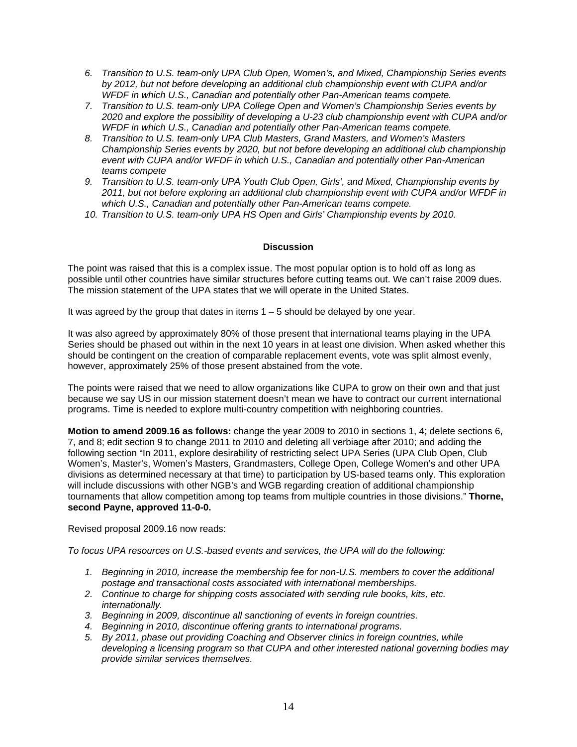6. *Transition to U.S. team-only UPA Club Open, Women's, and Mixed, Championship Series events by 2012, but not before developing an additional club championship event with CUPA and/or WFDF in which U.S., Canadian and potentially other Pan-American teams compete.*
7. *Transition to U.S. team-only UPA College Open and Women's Championship Series events by 2020 and explore the possibility of developing a U-23 club championship event with CUPA and/or WFDF in which U.S., Canadian and potentially other Pan-American teams compete.*
8. *Transition to U.S. team-only UPA Club Masters, Grand Masters, and Women's Masters Championship Series events by 2020, but not before developing an additional club championship event with CUPA and/or WFDF in which U.S., Canadian and potentially other Pan-American teams compete*
9. *Transition to U.S. team-only UPA Youth Club Open, Girls', and Mixed, Championship events by 2011, but not before exploring an additional club championship event with CUPA and/or WFDF in which U.S., Canadian and potentially other Pan-American teams compete.*
10. *Transition to U.S. team-only UPA HS Open and Girls' Championship events by 2010.*

**Discussion**

The point was raised that this is a complex issue. The most popular option is to hold off as long as possible until other countries have similar structures before cutting teams out. We can't raise 2009 dues. The mission statement of the UPA states that we will operate in the United States.

It was agreed by the group that dates in items 1 – 5 should be delayed by one year.

It was also agreed by approximately 80% of those present that international teams playing in the UPA Series should be phased out within in the next 10 years in at least one division. When asked whether this should be contingent on the creation of comparable replacement events, vote was split almost evenly, however, approximately 25% of those present abstained from the vote.

The points were raised that we need to allow organizations like CUPA to grow on their own and that just because we say US in our mission statement doesn't mean we have to contract our current international programs. Time is needed to explore multi-country competition with neighboring countries.

**Motion to amend 2009.16 as follows:** change the year 2009 to 2010 in sections 1, 4; delete sections 6, 7, and 8; edit section 9 to change 2011 to 2010 and deleting all verbiage after 2010; and adding the following section "In 2011, explore desirability of restricting select UPA Series (UPA Club Open, Club Women's, Master's, Women's Masters, Grandmasters, College Open, College Women's and other UPA divisions as determined necessary at that time) to participation by US-based teams only. This exploration will include discussions with other NGB's and WGB regarding creation of additional championship tournaments that allow competition among top teams from multiple countries in those divisions." **Thorne, second Payne, approved 11-0-0.**

Revised proposal 2009.16 now reads:

*To focus UPA resources on U.S.-based events and services, the UPA will do the following:*

1. *Beginning in 2010, increase the membership fee for non-U.S. members to cover the additional postage and transactional costs associated with international memberships.*
2. *Continue to charge for shipping costs associated with sending rule books, kits, etc. internationally.*
3. *Beginning in 2009, discontinue all sanctioning of events in foreign countries.*
4. *Beginning in 2010, discontinue offering grants to international programs.*
5. *By 2011, phase out providing Coaching and Observer clinics in foreign countries, while developing a licensing program so that CUPA and other interested national governing bodies may provide similar services themselves.*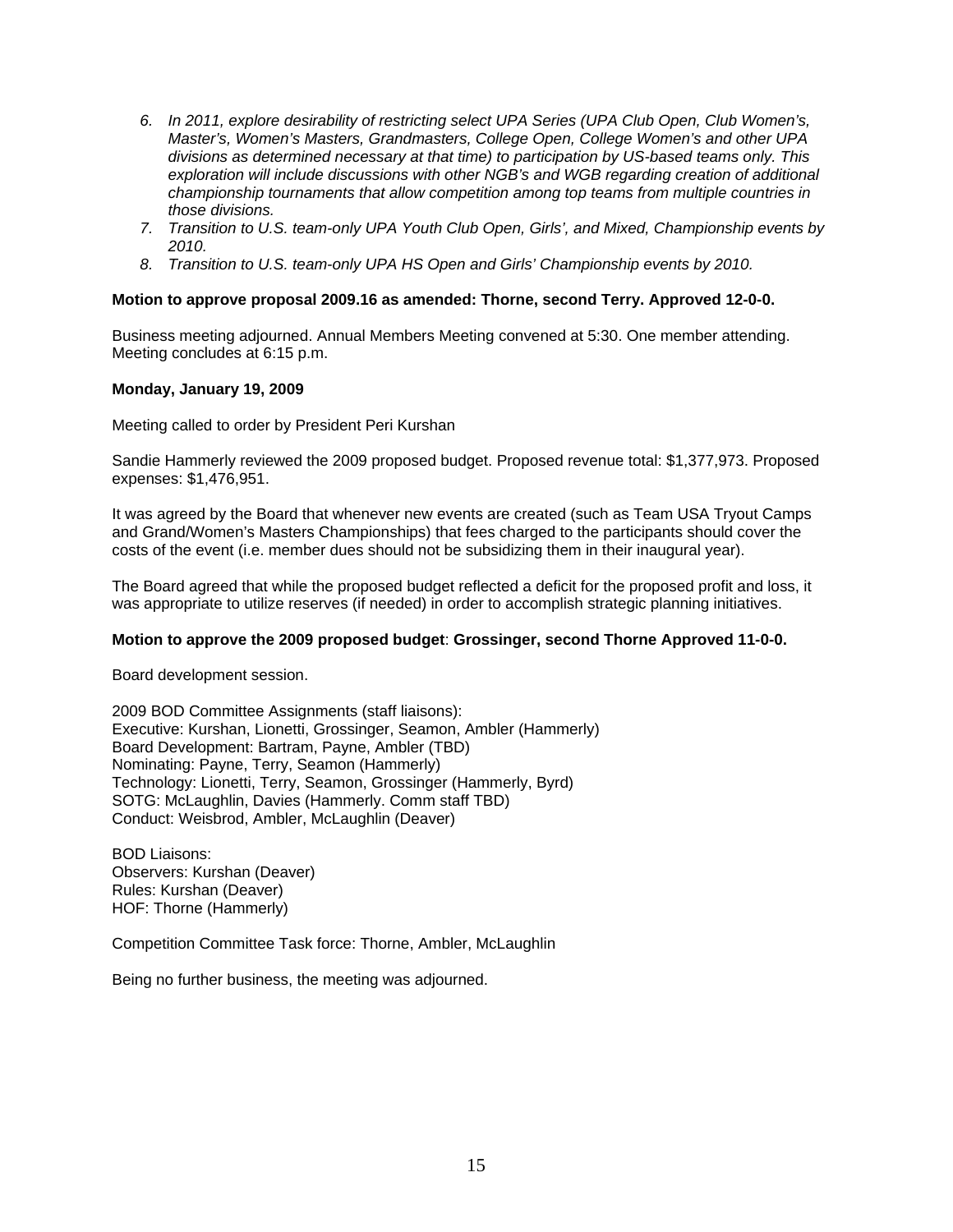6. *In 2011, explore desirability of restricting select UPA Series (UPA Club Open, Club Women's, Master's, Women's Masters, Grandmasters, College Open, College Women's and other UPA divisions as determined necessary at that time) to participation by US-based teams only. This exploration will include discussions with other NGB's and WGB regarding creation of additional championship tournaments that allow competition among top teams from multiple countries in those divisions.*
7. *Transition to U.S. team-only UPA Youth Club Open, Girls', and Mixed, Championship events by 2010.*
8. *Transition to U.S. team-only UPA HS Open and Girls' Championship events by 2010.*

**Motion to approve proposal 2009.16 as amended: Thorne, second Terry. Approved 12-0-0.**

Business meeting adjourned. Annual Members Meeting convened at 5:30. One member attending. Meeting concludes at 6:15 p.m.

**Monday, January 19, 2009**

Meeting called to order by President Peri Kurshan

Sandie Hammerly reviewed the 2009 proposed budget. Proposed revenue total: $1,377,973. Proposed expenses: $1,476,951.

It was agreed by the Board that whenever new events are created (such as Team USA Tryout Camps and Grand/Women's Masters Championships) that fees charged to the participants should cover the costs of the event (i.e. member dues should not be subsidizing them in their inaugural year).

The Board agreed that while the proposed budget reflected a deficit for the proposed profit and loss, it was appropriate to utilize reserves (if needed) in order to accomplish strategic planning initiatives.

**Motion to approve the 2009 proposed budget**: **Grossinger, second Thorne Approved 11-0-0.**

Board development session.

2009 BOD Committee Assignments (staff liaisons):
Executive: Kurshan, Lionetti, Grossinger, Seamon, Ambler (Hammerly)
Board Development: Bartram, Payne, Ambler (TBD)
Nominating: Payne, Terry, Seamon (Hammerly)
Technology: Lionetti, Terry, Seamon, Grossinger (Hammerly, Byrd)
SOTG: McLaughlin, Davies (Hammerly. Comm staff TBD)
Conduct: Weisbrod, Ambler, McLaughlin (Deaver)

BOD Liaisons:
Observers: Kurshan (Deaver)
Rules: Kurshan (Deaver)
HOF: Thorne (Hammerly)

Competition Committee Task force: Thorne, Ambler, McLaughlin

Being no further business, the meeting was adjourned.